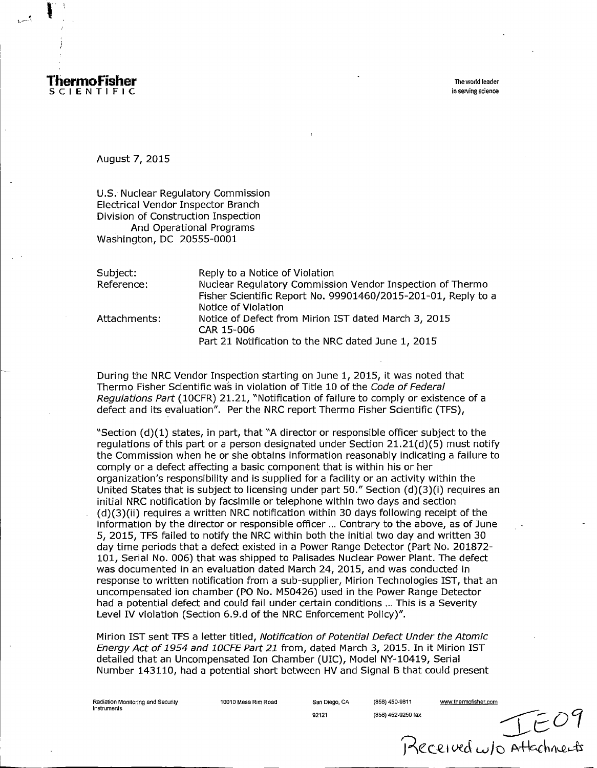**ThermoFisher**
**SCIENTIFIC**

The world leader in serving science

August 7, 2015

U.S. Nuclear Regulatory Commission
Electrical Vendor Inspector Branch
Division of Construction Inspection
And Operational Programs
Washington, DC 20555-0001

| | |
|---|---|
| Subject: | Reply to a Notice of Violation |
| Reference: | Nuclear Regulatory Commission Vendor Inspection of Thermo Fisher Scientific Report No. 99901460/2015-201-01, Reply to a Notice of Violation |
| Attachments: | Notice of Defect from Mirion IST dated March 3, 2015 |
| | CAR 15-006 |
| | Part 21 Notification to the NRC dated June 1, 2015 |

During the NRC Vendor Inspection starting on June 1, 2015, it was noted that Thermo Fisher Scientific was in violation of Title 10 of the *Code of Federal Regulations Part* (10CFR) 21.21, "Notification of failure to comply or existence of a defect and its evaluation". Per the NRC report Thermo Fisher Scientific (TFS),

"Section (d)(1) states, in part, that "A director or responsible officer subject to the regulations of this part or a person designated under Section 21.21(d)(5) must notify the Commission when he or she obtains information reasonably indicating a failure to comply or a defect affecting a basic component that is within his or her organization's responsibility and is supplied for a facility or an activity within the United States that is subject to licensing under part 50." Section (d)(3)(i) requires an initial NRC notification by facsimile or telephone within two days and section (d)(3)(ii) requires a written NRC notification within 30 days following receipt of the information by the director or responsible officer ... Contrary to the above, as of June 5, 2015, TFS failed to notify the NRC within both the initial two day and written 30 day time periods that a defect existed in a Power Range Detector (Part No. 201872-101, Serial No. 006) that was shipped to Palisades Nuclear Power Plant. The defect was documented in an evaluation dated March 24, 2015, and was conducted in response to written notification from a sub-supplier, Mirion Technologies IST, that an uncompensated ion chamber (PO No. M50426) used in the Power Range Detector had a potential defect and could fail under certain conditions ... This is a Severity Level IV violation (Section 6.9.d of the NRC Enforcement Policy)".

Mirion IST sent TFS a letter titled, *Notification of Potential Defect Under the Atomic Energy Act of 1954 and 10CFE Part 21* from, dated March 3, 2015. In it Mirion IST detailed that an Uncompensated Ion Chamber (UIC), Model NY-10419, Serial Number 143110, had a potential short between HV and Signal B that could present

Radiation Monitoring and Security Instruments 10010 Mesa Rim Road San Diego, CA 92121 (858) 450-9811 (858) 452-9250 fax www.thermofisher.com

IE09
Received w/o Attachments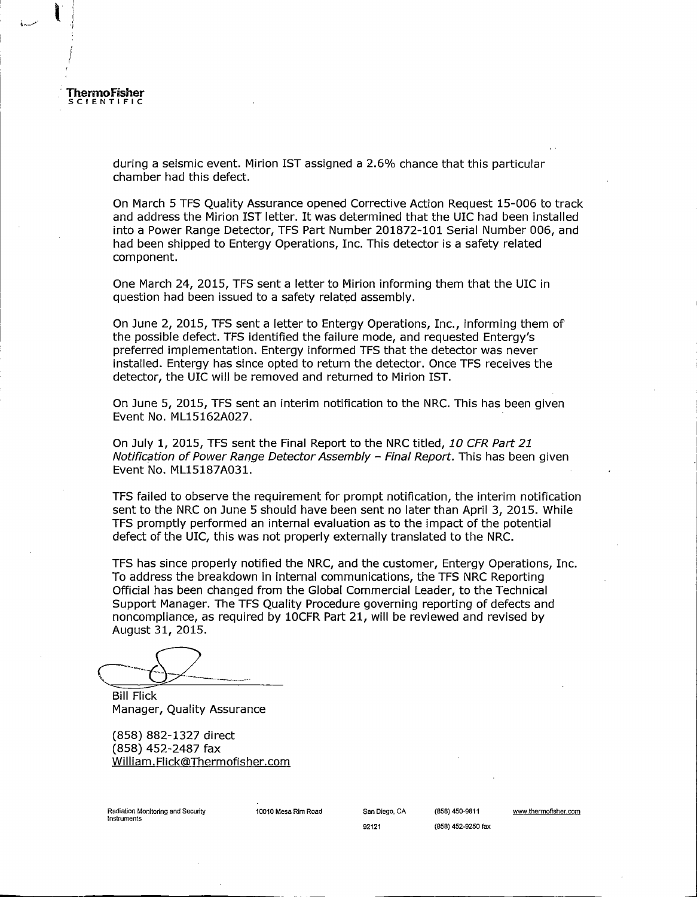during a seismic event. Mirion IST assigned a 2.6% chance that this particular chamber had this defect.

On March 5 TFS Quality Assurance opened Corrective Action Request 15-006 to track and address the Mirion IST letter. It was determined that the UIC had been installed into a Power Range Detector, TFS Part Number 201872-101 Serial Number 006, and had been shipped to Entergy Operations, Inc. This detector is a safety related component.

One March 24, 2015, TFS sent a letter to Mirion informing them that the UIC in question had been issued to a safety related assembly.

On June 2, 2015, TFS sent a letter to Entergy Operations, Inc., informing them of the possible defect. TFS identified the failure mode, and requested Entergy's preferred implementation. Entergy informed TFS that the detector was never installed. Entergy has since opted to return the detector. Once TFS receives the detector, the UIC will be removed and returned to Mirion IST.

On June 5, 2015, TFS sent an interim notification to the NRC. This has been given Event No. ML15162A027.

On July 1, 2015, TFS sent the Final Report to the NRC titled, *10 CFR Part 21 Notification of Power Range Detector Assembly – Final Report*. This has been given Event No. ML15187A031.

TFS failed to observe the requirement for prompt notification, the interim notification sent to the NRC on June 5 should have been sent no later than April 3, 2015. While TFS promptly performed an internal evaluation as to the impact of the potential defect of the UIC, this was not properly externally translated to the NRC.

TFS has since properly notified the NRC, and the customer, Entergy Operations, Inc. To address the breakdown in internal communications, the TFS NRC Reporting Official has been changed from the Global Commercial Leader, to the Technical Support Manager. The TFS Quality Procedure governing reporting of defects and noncompliance, as required by 10CFR Part 21, will be reviewed and revised by August 31, 2015.

Bill Flick
Manager, Quality Assurance

(858) 882-1327 direct
(858) 452-2487 fax
William.Flick@Thermofisher.com